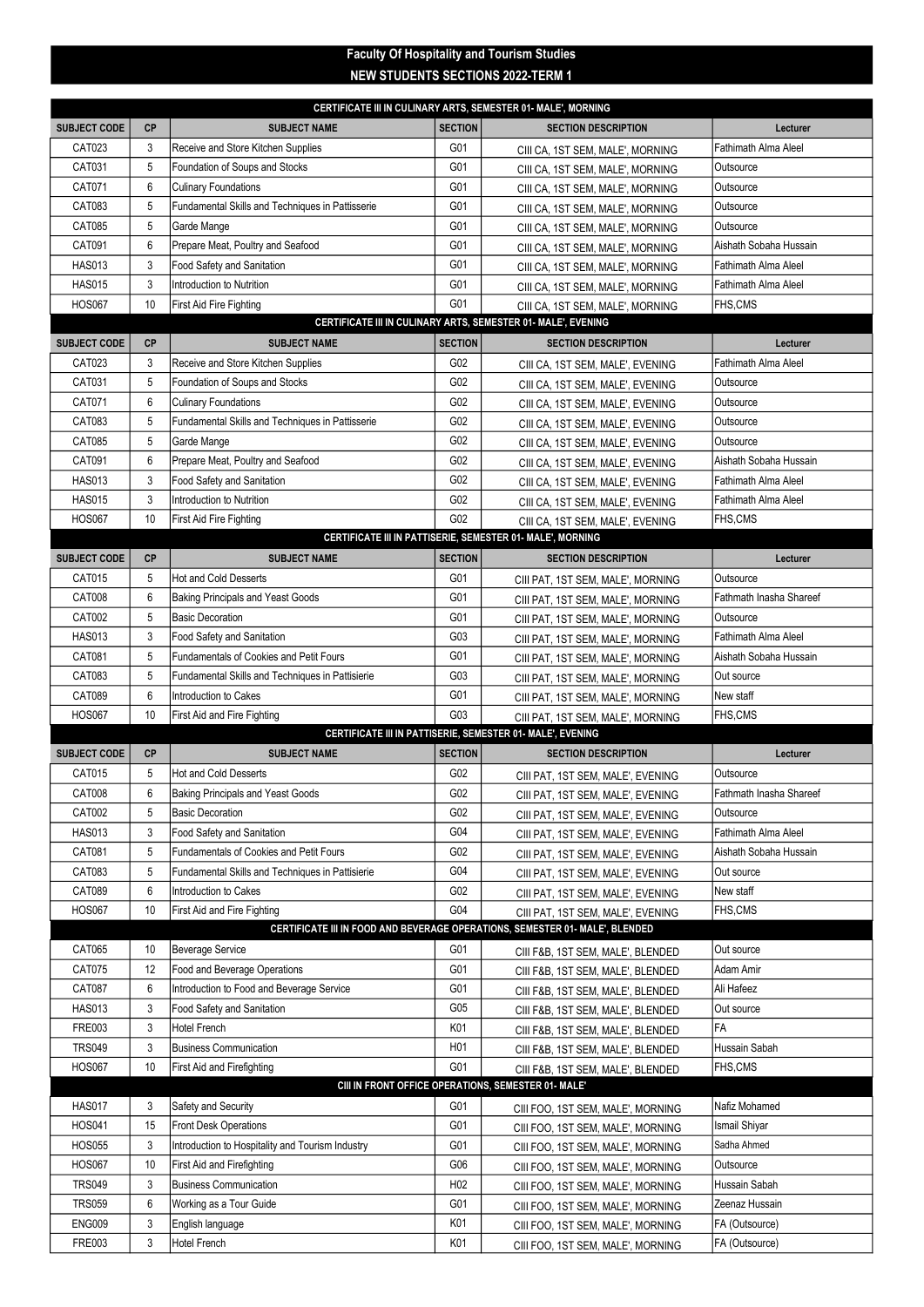# Faculty Of Hospitality and Tourism Studies

## NEW STUDENTS SECTIONS 2022-TERM 1

### CERTIFICATE III IN CULINARY ARTS, SEMESTER 01- MALE', MORNING

| SUBJECT CODE | CP | SUBJECT NAME | SECTION | SECTION DESCRIPTION | Lecturer |
|---|---|---|---|---|---|
| CAT023 | 3 | Receive and Store Kitchen Supplies | G01 | CIII CA, 1ST SEM, MALE', MORNING | Fathimath Alma Aleel |
| CAT031 | 5 | Foundation of Soups and Stocks | G01 | CIII CA, 1ST SEM, MALE', MORNING | Outsource |
| CAT071 | 6 | Culinary Foundations | G01 | CIII CA, 1ST SEM, MALE', MORNING | Outsource |
| CAT083 | 5 | Fundamental Skills and Techniques in Pattisserie | G01 | CIII CA, 1ST SEM, MALE', MORNING | Outsource |
| CAT085 | 5 | Garde Mange | G01 | CIII CA, 1ST SEM, MALE', MORNING | Outsource |
| CAT091 | 6 | Prepare Meat, Poultry and Seafood | G01 | CIII CA, 1ST SEM, MALE', MORNING | Aishath Sobaha Hussain |
| HAS013 | 3 | Food Safety and Sanitation | G01 | CIII CA, 1ST SEM, MALE', MORNING | Fathimath Alma Aleel |
| HAS015 | 3 | Introduction to Nutrition | G01 | CIII CA, 1ST SEM, MALE', MORNING | Fathimath Alma Aleel |
| HOS067 | 10 | First Aid Fire Fighting | G01 | CIII CA, 1ST SEM, MALE', MORNING | FHS,CMS |

### CERTIFICATE III IN CULINARY ARTS, SEMESTER 01- MALE', EVENING

| SUBJECT CODE | CP | SUBJECT NAME | SECTION | SECTION DESCRIPTION | Lecturer |
|---|---|---|---|---|---|
| CAT023 | 3 | Receive and Store Kitchen Supplies | G02 | CIII CA, 1ST SEM, MALE', EVENING | Fathimath Alma Aleel |
| CAT031 | 5 | Foundation of Soups and Stocks | G02 | CIII CA, 1ST SEM, MALE', EVENING | Outsource |
| CAT071 | 6 | Culinary Foundations | G02 | CIII CA, 1ST SEM, MALE', EVENING | Outsource |
| CAT083 | 5 | Fundamental Skills and Techniques in Pattisserie | G02 | CIII CA, 1ST SEM, MALE', EVENING | Outsource |
| CAT085 | 5 | Garde Mange | G02 | CIII CA, 1ST SEM, MALE', EVENING | Outsource |
| CAT091 | 6 | Prepare Meat, Poultry and Seafood | G02 | CIII CA, 1ST SEM, MALE', EVENING | Aishath Sobaha Hussain |
| HAS013 | 3 | Food Safety and Sanitation | G02 | CIII CA, 1ST SEM, MALE', EVENING | Fathimath Alma Aleel |
| HAS015 | 3 | Introduction to Nutrition | G02 | CIII CA, 1ST SEM, MALE', EVENING | Fathimath Alma Aleel |
| HOS067 | 10 | First Aid Fire Fighting | G02 | CIII CA, 1ST SEM, MALE', EVENING | FHS,CMS |

### CERTIFICATE III IN PATTISERIE, SEMESTER 01- MALE', MORNING

| SUBJECT CODE | CP | SUBJECT NAME | SECTION | SECTION DESCRIPTION | Lecturer |
|---|---|---|---|---|---|
| CAT015 | 5 | Hot and Cold Desserts | G01 | CIII PAT, 1ST SEM, MALE', MORNING | Outsource |
| CAT008 | 6 | Baking Principals and Yeast Goods | G01 | CIII PAT, 1ST SEM, MALE', MORNING | Fathmath Inasha Shareef |
| CAT002 | 5 | Basic Decoration | G01 | CIII PAT, 1ST SEM, MALE', MORNING | Outsource |
| HAS013 | 3 | Food Safety and Sanitation | G03 | CIII PAT, 1ST SEM, MALE', MORNING | Fathimath Alma Aleel |
| CAT081 | 5 | Fundamentals of Cookies and Petit Fours | G01 | CIII PAT, 1ST SEM, MALE', MORNING | Aishath Sobaha Hussain |
| CAT083 | 5 | Fundamental Skills and Techniques in Pattisierie | G03 | CIII PAT, 1ST SEM, MALE', MORNING | Out source |
| CAT089 | 6 | Introduction to Cakes | G01 | CIII PAT, 1ST SEM, MALE', MORNING | New staff |
| HOS067 | 10 | First Aid and Fire Fighting | G03 | CIII PAT, 1ST SEM, MALE', MORNING | FHS,CMS |

### CERTIFICATE III IN PATTISERIE, SEMESTER 01- MALE', EVENING

| SUBJECT CODE | CP | SUBJECT NAME | SECTION | SECTION DESCRIPTION | Lecturer |
|---|---|---|---|---|---|
| CAT015 | 5 | Hot and Cold Desserts | G02 | CIII PAT, 1ST SEM, MALE', EVENING | Outsource |
| CAT008 | 6 | Baking Principals and Yeast Goods | G02 | CIII PAT, 1ST SEM, MALE', EVENING | Fathmath Inasha Shareef |
| CAT002 | 5 | Basic Decoration | G02 | CIII PAT, 1ST SEM, MALE', EVENING | Outsource |
| HAS013 | 3 | Food Safety and Sanitation | G04 | CIII PAT, 1ST SEM, MALE', EVENING | Fathimath Alma Aleel |
| CAT081 | 5 | Fundamentals of Cookies and Petit Fours | G02 | CIII PAT, 1ST SEM, MALE', EVENING | Aishath Sobaha Hussain |
| CAT083 | 5 | Fundamental Skills and Techniques in Pattisierie | G04 | CIII PAT, 1ST SEM, MALE', EVENING | Out source |
| CAT089 | 6 | Introduction to Cakes | G02 | CIII PAT, 1ST SEM, MALE', EVENING | New staff |
| HOS067 | 10 | First Aid and Fire Fighting | G04 | CIII PAT, 1ST SEM, MALE', EVENING | FHS,CMS |

### CERTIFICATE III IN FOOD AND BEVERAGE OPERATIONS, SEMESTER 01- MALE', BLENDED

| SUBJECT CODE | CP | SUBJECT NAME | SECTION | SECTION DESCRIPTION | Lecturer |
|---|---|---|---|---|---|
| CAT065 | 10 | Beverage Service | G01 | CIII F&B, 1ST SEM, MALE', BLENDED | Out source |
| CAT075 | 12 | Food and Beverage Operations | G01 | CIII F&B, 1ST SEM, MALE', BLENDED | Adam Amir |
| CAT087 | 6 | Introduction to Food and Beverage Service | G01 | CIII F&B, 1ST SEM, MALE', BLENDED | Ali Hafeez |
| HAS013 | 3 | Food Safety and Sanitation | G05 | CIII F&B, 1ST SEM, MALE', BLENDED | Out source |
| FRE003 | 3 | Hotel French | K01 | CIII F&B, 1ST SEM, MALE', BLENDED | FA |
| TRS049 | 3 | Business Communication | H01 | CIII F&B, 1ST SEM, MALE', BLENDED | Hussain Sabah |
| HOS067 | 10 | First Aid and Firefighting | G01 | CIII F&B, 1ST SEM, MALE', BLENDED | FHS,CMS |

### CIII IN FRONT OFFICE OPERATIONS, SEMESTER 01- MALE'

| SUBJECT CODE | CP | SUBJECT NAME | SECTION | SECTION DESCRIPTION | Lecturer |
|---|---|---|---|---|---|
| HAS017 | 3 | Safety and Security | G01 | CIII FOO, 1ST SEM, MALE', MORNING | Nafiz Mohamed |
| HOS041 | 15 | Front Desk Operations | G01 | CIII FOO, 1ST SEM, MALE', MORNING | Ismail Shiyar |
| HOS055 | 3 | Introduction to Hospitality and Tourism Industry | G01 | CIII FOO, 1ST SEM, MALE', MORNING | Sadha Ahmed |
| HOS067 | 10 | First Aid and Firefighting | G06 | CIII FOO, 1ST SEM, MALE', MORNING | Outsource |
| TRS049 | 3 | Business Communication | H02 | CIII FOO, 1ST SEM, MALE', MORNING | Hussain Sabah |
| TRS059 | 6 | Working as a Tour Guide | G01 | CIII FOO, 1ST SEM, MALE', MORNING | Zeenaz Hussain |
| ENG009 | 3 | English language | K01 | CIII FOO, 1ST SEM, MALE', MORNING | FA (Outsource) |
| FRE003 | 3 | Hotel French | K01 | CIII FOO, 1ST SEM, MALE', MORNING | FA (Outsource) |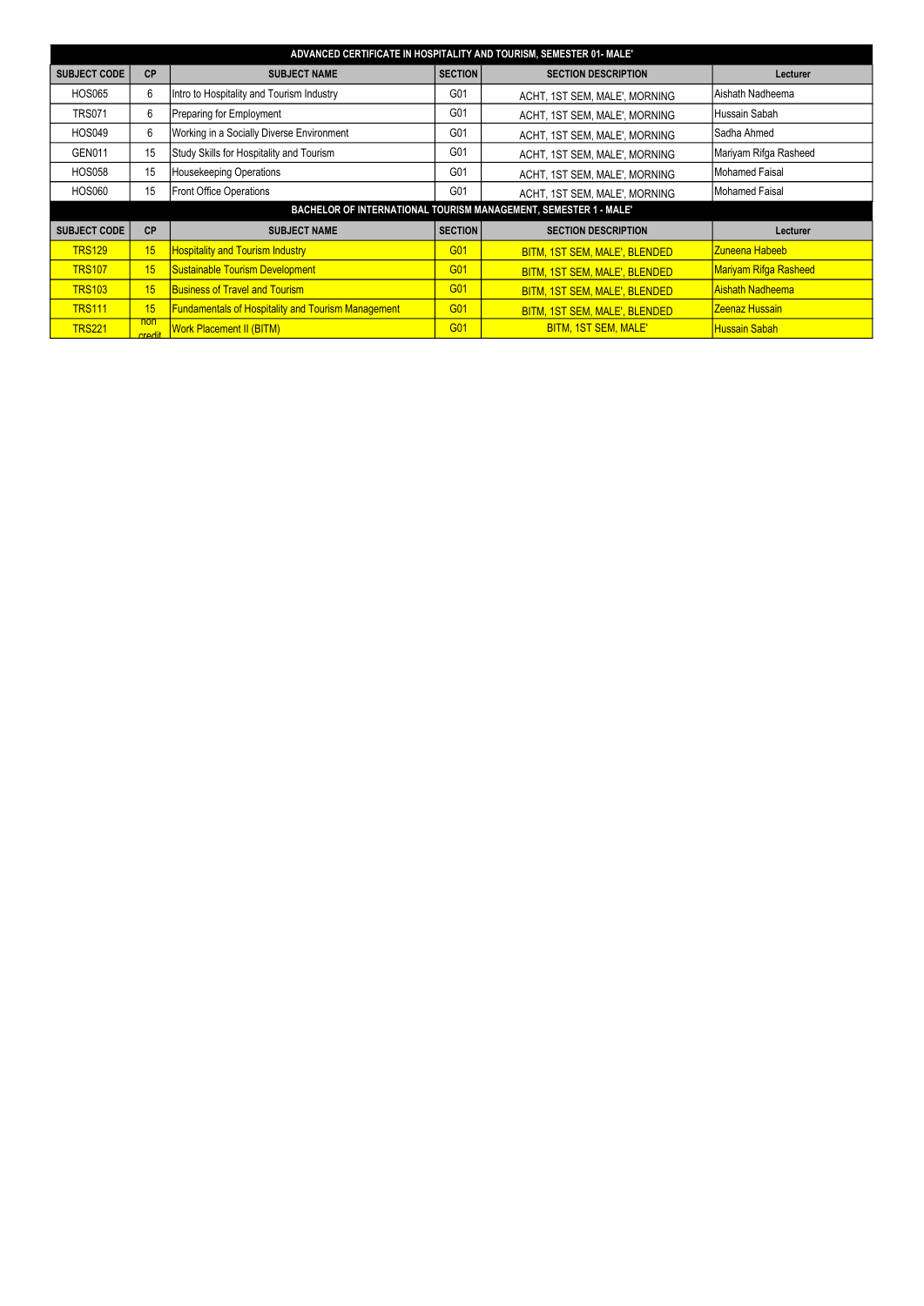| ADVANCED CERTIFICATE IN HOSPITALITY AND TOURISM, SEMESTER 01- MALE' | | | | | |
|---|---|---|---|---|---|
| SUBJECT CODE | CP | SUBJECT NAME | SECTION | SECTION DESCRIPTION | Lecturer |
| HOS065 | 6 | Intro to Hospitality and Tourism Industry | G01 | ACHT, 1ST SEM, MALE', MORNING | Aishath Nadheema |
| TRS071 | 6 | Preparing for Employment | G01 | ACHT, 1ST SEM, MALE', MORNING | Hussain Sabah |
| HOS049 | 6 | Working in a Socially Diverse Environment | G01 | ACHT, 1ST SEM, MALE', MORNING | Sadha Ahmed |
| GEN011 | 15 | Study Skills for Hospitality and Tourism | G01 | ACHT, 1ST SEM, MALE', MORNING | Mariyam Rifga Rasheed |
| HOS058 | 15 | Housekeeping Operations | G01 | ACHT, 1ST SEM, MALE', MORNING | Mohamed Faisal |
| HOS060 | 15 | Front Office Operations | G01 | ACHT, 1ST SEM, MALE', MORNING | Mohamed Faisal |
| **BACHELOR OF INTERNATIONAL TOURISM MANAGEMENT, SEMESTER 1 - MALE'** | | | | | |
| **SUBJECT CODE** | **CP** | **SUBJECT NAME** | **SECTION** | **SECTION DESCRIPTION** | **Lecturer** |
| TRS129 | 15 | Hospitality and Tourism Industry | G01 | BITM, 1ST SEM, MALE', BLENDED | Zuneena Habeeb |
| TRS107 | 15 | Sustainable Tourism Development | G01 | BITM, 1ST SEM, MALE', BLENDED | Mariyam Rifga Rasheed |
| TRS103 | 15 | Business of Travel and Tourism | G01 | BITM, 1ST SEM, MALE', BLENDED | Aishath Nadheema |
| TRS111 | 15 | Fundamentals of Hospitality and Tourism Management | G01 | BITM, 1ST SEM, MALE', BLENDED | Zeenaz Hussain |
| TRS221 | non credit | Work Placement II (BITM) | G01 | BITM, 1ST SEM, MALE' | Hussain Sabah |